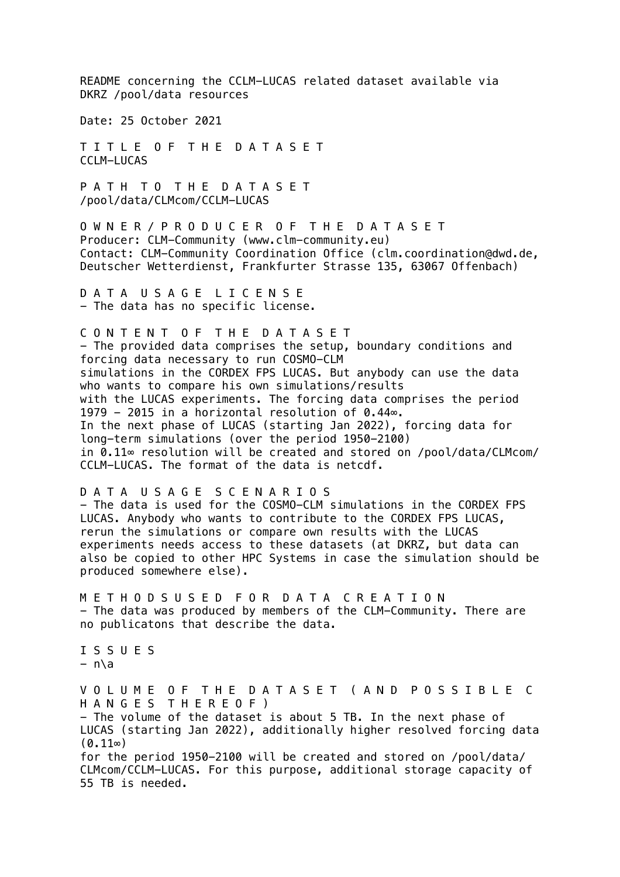README concerning the CCLM-LUCAS related dataset available via DKRZ /pool/data resources

Date: 25 October 2021

## T I T L E  O F  T H E  D A T A S E T

CCLM-LUCAS

## P A T H  T O  T H E  D A T A S E T

/pool/data/CLMcom/CCLM-LUCAS

## O W N E R / P R O D U C E R  O F  T H E  D A T A S E T

Producer: CLM-Community (www.clm-community.eu)
Contact: CLM-Community Coordination Office (clm.coordination@dwd.de, Deutscher Wetterdienst, Frankfurter Strasse 135, 63067 Offenbach)

## D A T A  U S A G E  L I C E N S E

- The data has no specific license.

## C O N T E N T  O F  T H E  D A T A S E T

- The provided data comprises the setup, boundary conditions and forcing data necessary to run COSMO-CLM simulations in the CORDEX FPS LUCAS. But anybody can use the data who wants to compare his own simulations/results with the LUCAS experiments. The forcing data comprises the period 1979 – 2015 in a horizontal resolution of 0.44∞. In the next phase of LUCAS (starting Jan 2022), forcing data for long-term simulations (over the period 1950-2100) in 0.11∞ resolution will be created and stored on /pool/data/CLMcom/CCLM-LUCAS. The format of the data is netcdf.

## D A T A  U S A G E  S C E N A R I O S

- The data is used for the COSMO-CLM simulations in the CORDEX FPS LUCAS. Anybody who wants to contribute to the CORDEX FPS LUCAS, rerun the simulations or compare own results with the LUCAS experiments needs access to these datasets (at DKRZ, but data can also be copied to other HPC Systems in case the simulation should be produced somewhere else).

## M E T H O D S U S E D  F O R  D A T A  C R E A T I O N

- The data was produced by members of the CLM-Community. There are no publicatons that describe the data.

## I S S U E S

- n\a

## V O L U M E  O F  T H E  D A T A S E T  ( A N D  P O S S I B L E  C H A N G E S  T H E R E O F )

- The volume of the dataset is about 5 TB. In the next phase of LUCAS (starting Jan 2022), additionally higher resolved forcing data (0.11∞) for the period 1950-2100 will be created and stored on /pool/data/CLMcom/CCLM-LUCAS. For this purpose, additional storage capacity of 55 TB is needed.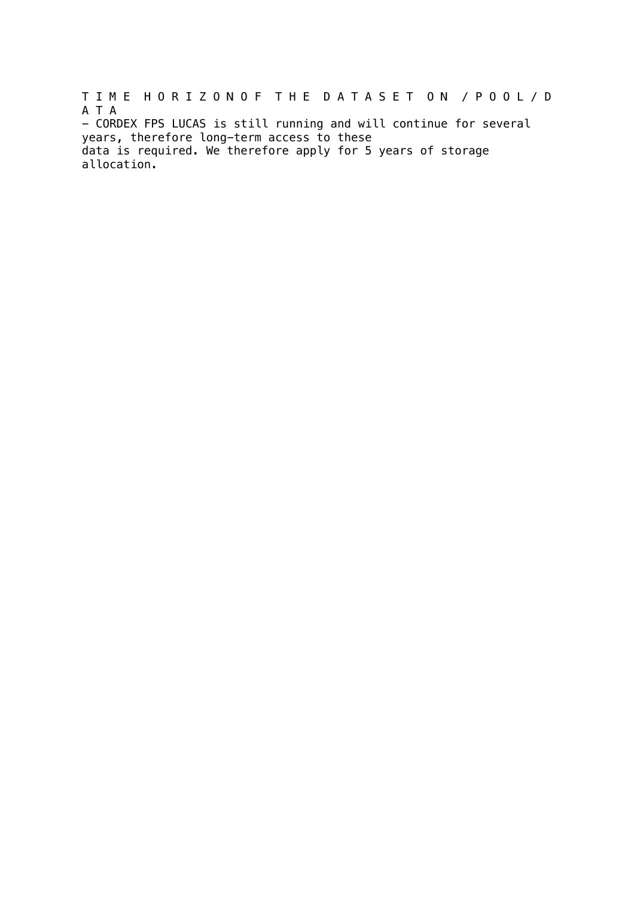## TIME HORIZON OF THE DATASET ON /POOL/DATA

- CORDEX FPS LUCAS is still running and will continue for several years, therefore long-term access to these data is required. We therefore apply for 5 years of storage allocation.